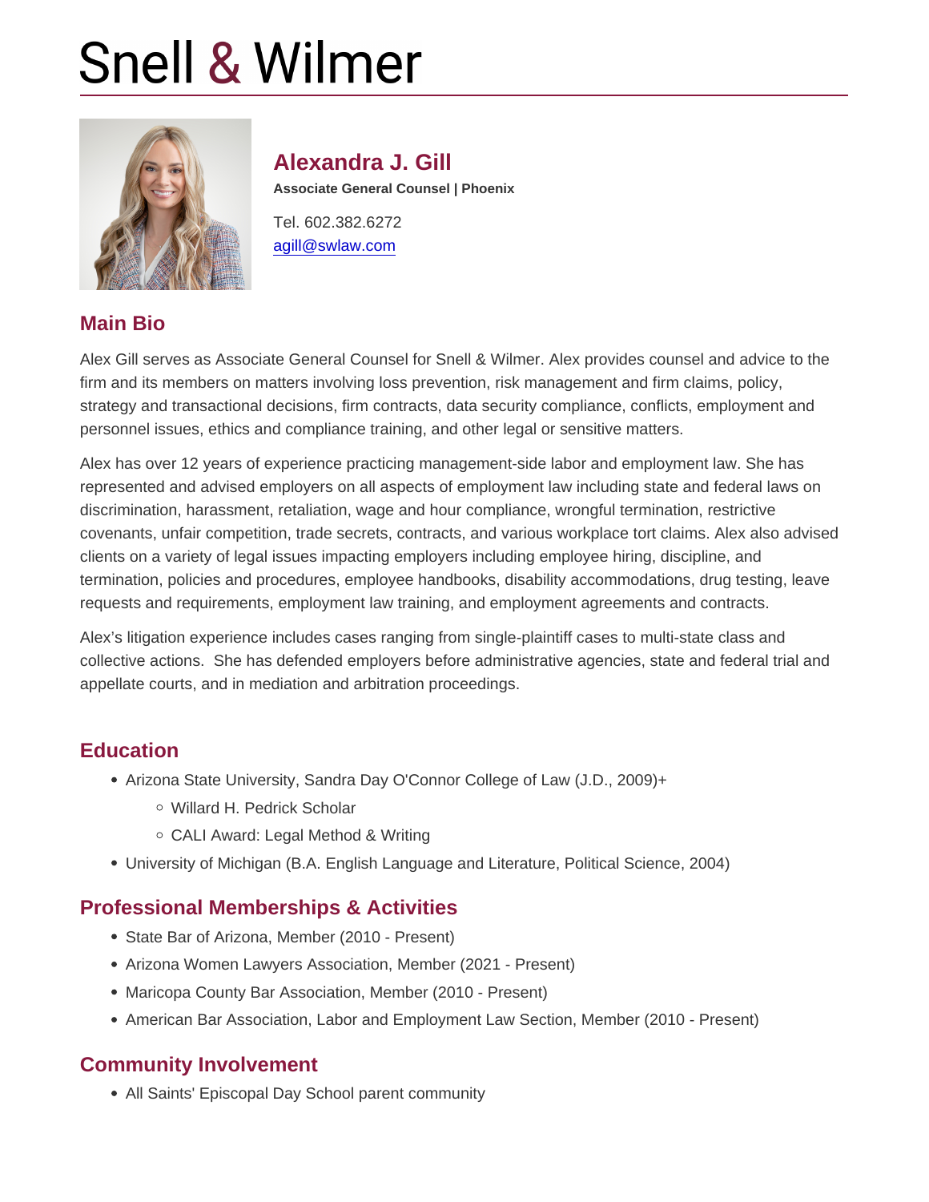# Snell & Wilmer

## Alexandra J. Gill

**Associate General Counsel | Phoenix**

Tel. 602.382.6272
agill@swlaw.com

## Main Bio

Alex Gill serves as Associate General Counsel for Snell & Wilmer. Alex provides counsel and advice to the firm and its members on matters involving loss prevention, risk management and firm claims, policy, strategy and transactional decisions, firm contracts, data security compliance, conflicts, employment and personnel issues, ethics and compliance training, and other legal or sensitive matters.

Alex has over 12 years of experience practicing management-side labor and employment law. She has represented and advised employers on all aspects of employment law including state and federal laws on discrimination, harassment, retaliation, wage and hour compliance, wrongful termination, restrictive covenants, unfair competition, trade secrets, contracts, and various workplace tort claims. Alex also advised clients on a variety of legal issues impacting employers including employee hiring, discipline, and termination, policies and procedures, employee handbooks, disability accommodations, drug testing, leave requests and requirements, employment law training, and employment agreements and contracts.

Alex's litigation experience includes cases ranging from single-plaintiff cases to multi-state class and collective actions. She has defended employers before administrative agencies, state and federal trial and appellate courts, and in mediation and arbitration proceedings.

## Education

- Arizona State University, Sandra Day O'Connor College of Law (J.D., 2009)+
  - Willard H. Pedrick Scholar
  - CALI Award: Legal Method & Writing
- University of Michigan (B.A. English Language and Literature, Political Science, 2004)

## Professional Memberships & Activities

- State Bar of Arizona, Member (2010 - Present)
- Arizona Women Lawyers Association, Member (2021 - Present)
- Maricopa County Bar Association, Member (2010 - Present)
- American Bar Association, Labor and Employment Law Section, Member (2010 - Present)

## Community Involvement

- All Saints' Episcopal Day School parent community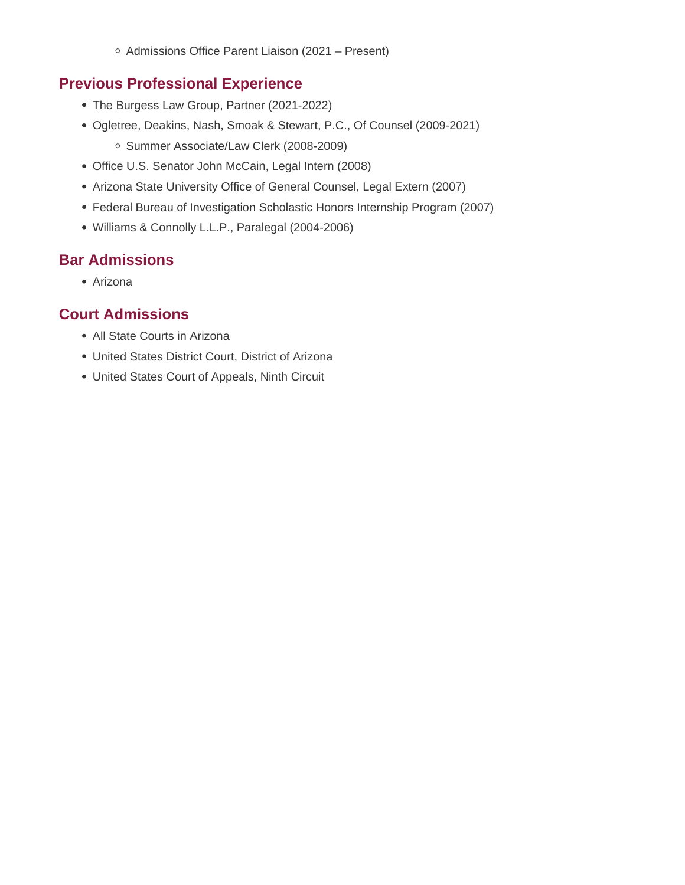- Admissions Office Parent Liaison (2021 – Present)

## Previous Professional Experience

- The Burgess Law Group, Partner (2021-2022)
- Ogletree, Deakins, Nash, Smoak & Stewart, P.C., Of Counsel (2009-2021)
    - Summer Associate/Law Clerk (2008-2009)
- Office U.S. Senator John McCain, Legal Intern (2008)
- Arizona State University Office of General Counsel, Legal Extern (2007)
- Federal Bureau of Investigation Scholastic Honors Internship Program (2007)
- Williams & Connolly L.L.P., Paralegal (2004-2006)

## Bar Admissions

- Arizona

## Court Admissions

- All State Courts in Arizona
- United States District Court, District of Arizona
- United States Court of Appeals, Ninth Circuit